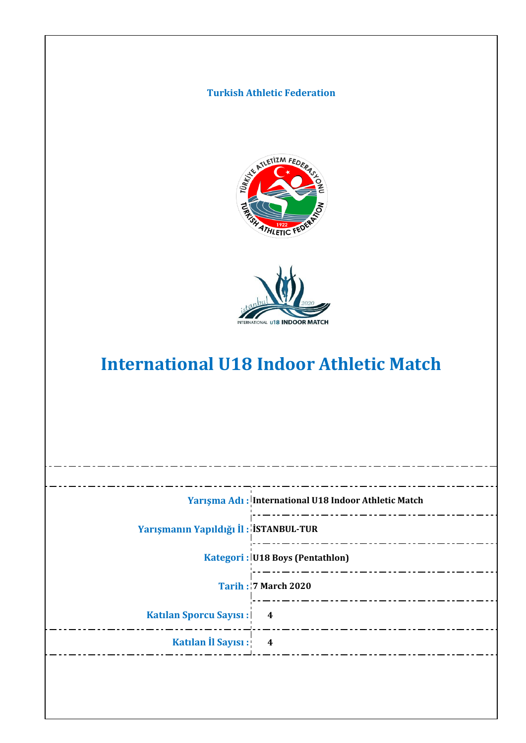Turkish Athletic Federation

# International U18 Indoor Athletic Match

| | |
|---|---|
| **Yarışma Adı :** | **International U18 Indoor Athletic Match** |
| **Yarışmanın Yapıldığı İl :** | **İSTANBUL-TUR** |
| **Kategori :** | **U18 Boys (Pentathlon)** |
| **Tarih :** | **7 March 2020** |
| **Katılan Sporcu Sayısı :** | **4** |
| **Katılan İl Sayısı :** | **4** |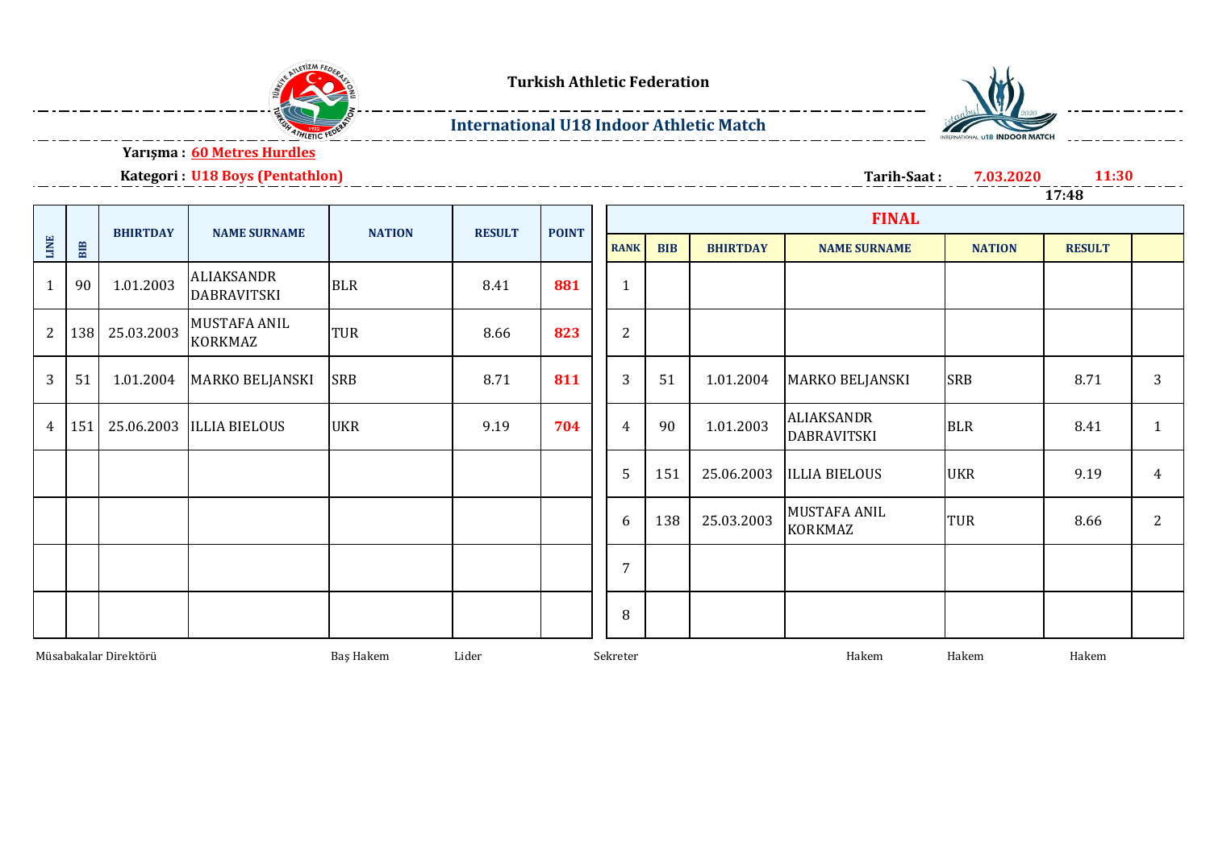**Turkish Athletic Federation**

**International U18 Indoor Athletic Match**

**Yarışma :** 60 Metres Hurdles

**Kategori :** U18 Boys (Pentathlon)

**Tarih-Saat :** 7.03.2020 11:30

17:48

| LINE | BIB | BHIRTDAY | NAME SURNAME | NATION | RESULT | POINT |
|---|---|---|---|---|---|---|
| 1 | 90 | 1.01.2003 | ALIAKSANDR DABRAVITSKI | BLR | 8.41 | 881 |
| 2 | 138 | 25.03.2003 | MUSTAFA ANIL KORKMAZ | TUR | 8.66 | 823 |
| 3 | 51 | 1.01.2004 | MARKO BELJANSKI | SRB | 8.71 | 811 |
| 4 | 151 | 25.06.2003 | ILLIA BIELOUS | UKR | 9.19 | 704 |
| | | | | | | |
| | | | | | | |
| | | | | | | |
| | | | | | | |

**FINAL**

| RANK | BIB | BHIRTDAY | NAME SURNAME | NATION | RESULT | |
|---|---|---|---|---|---|---|
| 1 | | | | | | |
| 2 | | | | | | |
| 3 | 51 | 1.01.2004 | MARKO BELJANSKI | SRB | 8.71 | 3 |
| 4 | 90 | 1.01.2003 | ALIAKSANDR DABRAVITSKI | BLR | 8.41 | 1 |
| 5 | 151 | 25.06.2003 | ILLIA BIELOUS | UKR | 9.19 | 4 |
| 6 | 138 | 25.03.2003 | MUSTAFA ANIL KORKMAZ | TUR | 8.66 | 2 |
| 7 | | | | | | |
| 8 | | | | | | |

Müsabakalar Direktörü | Baş Hakem | Lider | Sekreter | Hakem | Hakem | Hakem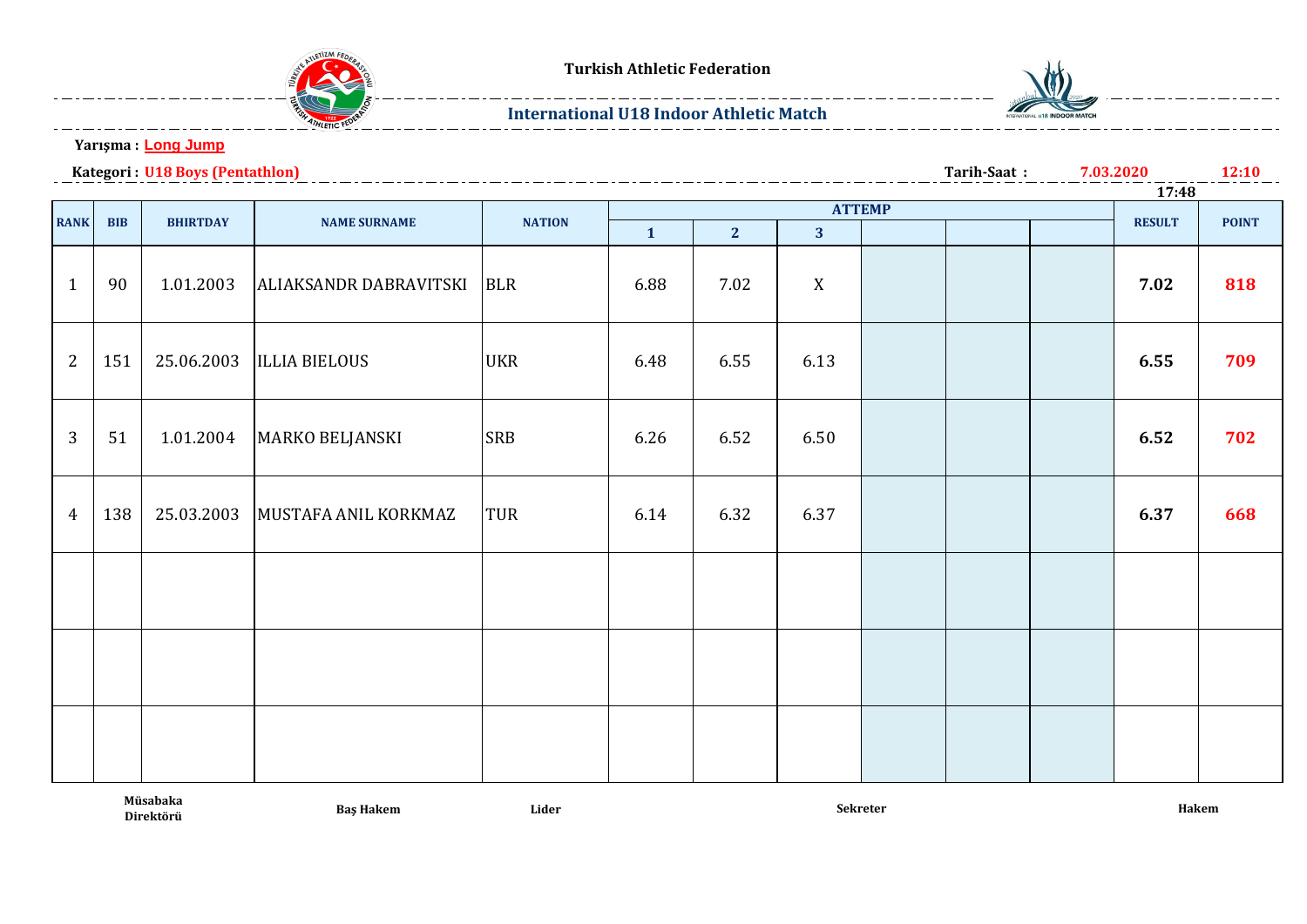**Turkish Athletic Federation**

**International U18 Indoor Athletic Match**

**Yarışma :** Long Jump

**Kategori :** U18 Boys (Pentathlon)

**Tarih-Saat :** 7.03.2020 12:10

17:48

| RANK | BIB | BHIRTDAY | NAME SURNAME | NATION | ATTEMP | | | | | | RESULT | POINT |
|---|---|---|---|---|---|---|---|---|---|---|---|---|
| | | | | | 1 | 2 | 3 | | | | | |
| 1 | 90 | 1.01.2003 | ALIAKSANDR DABRAVITSKI | BLR | 6.88 | 7.02 | X | | | | **7.02** | **818** |
| 2 | 151 | 25.06.2003 | ILLIA BIELOUS | UKR | 6.48 | 6.55 | 6.13 | | | | **6.55** | **709** |
| 3 | 51 | 1.01.2004 | MARKO BELJANSKI | SRB | 6.26 | 6.52 | 6.50 | | | | **6.52** | **702** |
| 4 | 138 | 25.03.2003 | MUSTAFA ANIL KORKMAZ | TUR | 6.14 | 6.32 | 6.37 | | | | **6.37** | **668** |
| | | | | | | | | | | | | |
| | | | | | | | | | | | | |
| | | | | | | | | | | | | |

**Müsabaka Direktörü** **Baş Hakem** **Lider** **Sekreter** **Hakem**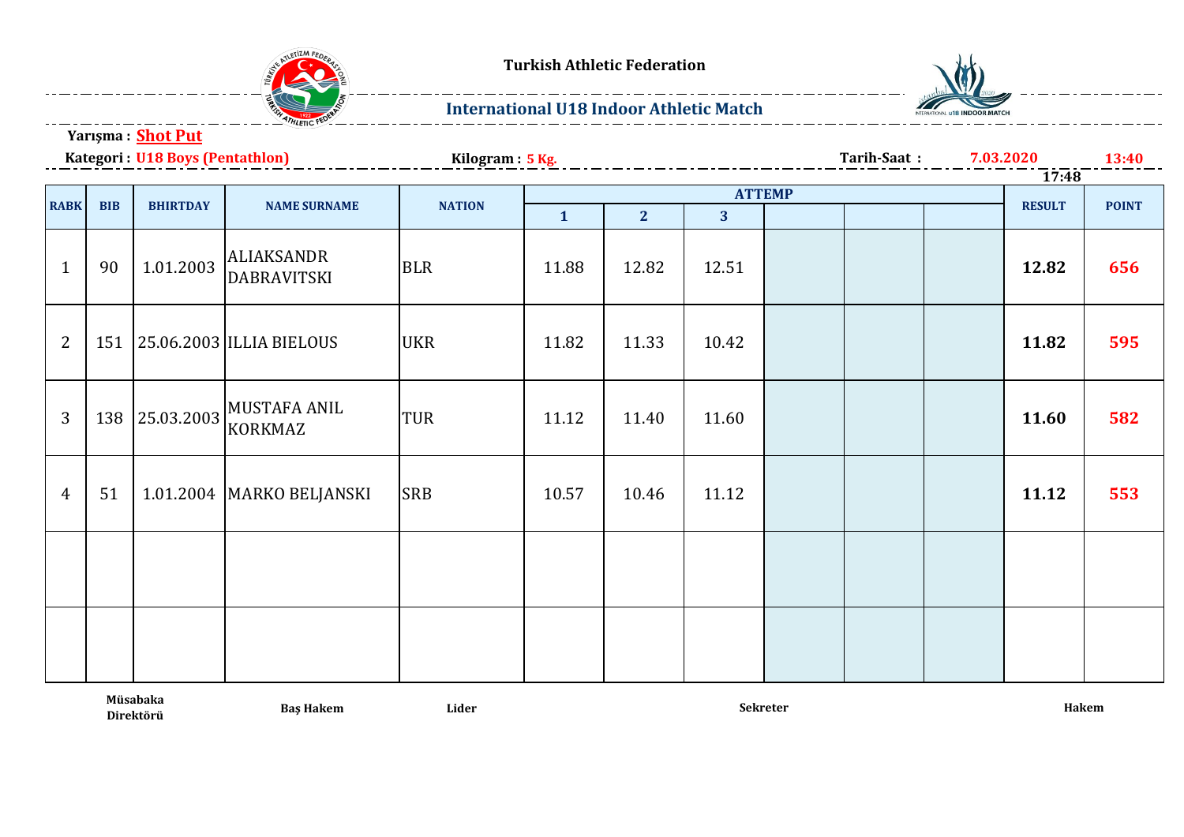**Turkish Athletic Federation**

**International U18 Indoor Athletic Match**

**Yarışma :** **Shot Put**

**Kategori :** **U18 Boys (Pentathlon)** **Kilogram :** **5 Kg.** **Tarih-Saat :** **7.03.2020** **13:40**

**17:48**

| RABK | BIB | BHIRTDAY | NAME SURNAME | NATION | ATTEMP | | | | | | RESULT | POINT |
|---|---|---|---|---|---|---|---|---|---|---|---|---|
| | | | | | 1 | 2 | 3 | | | | | |
| 1 | 90 | 1.01.2003 | ALIAKSANDR DABRAVITSKI | BLR | 11.88 | 12.82 | 12.51 | | | | **12.82** | **656** |
| 2 | 151 | 25.06.2003 | ILLIA BIELOUS | UKR | 11.82 | 11.33 | 10.42 | | | | **11.82** | **595** |
| 3 | 138 | 25.03.2003 | MUSTAFA ANIL KORKMAZ | TUR | 11.12 | 11.40 | 11.60 | | | | **11.60** | **582** |
| 4 | 51 | 1.01.2004 | MARKO BELJANSKI | SRB | 10.57 | 10.46 | 11.12 | | | | **11.12** | **553** |
| | | | | | | | | | | | | |
| | | | | | | | | | | | | |

**Müsabaka Direktörü** **Baş Hakem** **Lider** **Sekreter** **Hakem**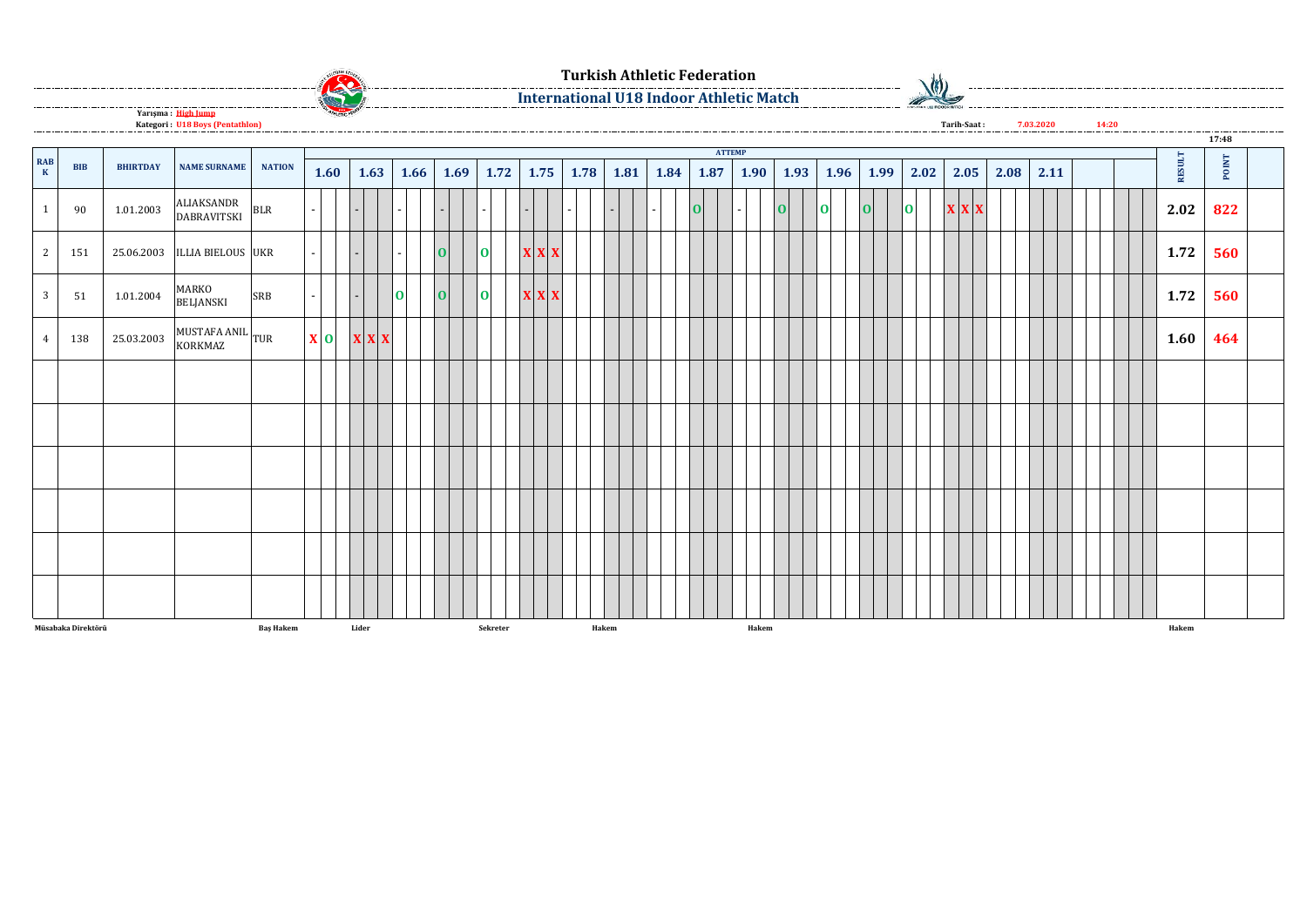# Turkish Athletic Federation

## International U18 Indoor Athletic Match

Yarışma : **High Jump**
Kategori : **U18 Boys (Pentathlon)**

Tarih-Saat : 7.03.2020 14:20

17:48

| RANK | BIB | BHIRTDAY | NAME SURNAME | NATION | 1.60 | 1.63 | 1.66 | 1.69 | 1.72 | 1.75 | 1.78 | 1.81 | 1.84 | 1.87 | 1.90 | 1.93 | 1.96 | 1.99 | 2.02 | 2.05 | 2.08 | 2.11 | RESULT | POINT |
|---|---|---|---|---|---|---|---|---|---|---|---|---|---|---|---|---|---|---|---|---|---|---|---|---|
| 1 | 90 | 1.01.2003 | ALIAKSANDR DABRAVITSKI | BLR | - | - | - | - | - | - | - | - | - | O | - | O | O | O | O | X X X | | | 2.02 | 822 |
| 2 | 151 | 25.06.2003 | ILLIA BIELOUS | UKR | - | - | - | O | O | X X X | | | | | | | | | | | | | 1.72 | 560 |
| 3 | 51 | 1.01.2004 | MARKO BELJANSKI | SRB | - | - | O | O | O | X X X | | | | | | | | | | | | | 1.72 | 560 |
| 4 | 138 | 25.03.2003 | MUSTAFA ANIL KORKMAZ | TUR | X O | X X X | | | | | | | | | | | | | | | | | 1.60 | 464 |

Müsabaka Direktörü | Baş Hakem | Lider | Sekreter | Hakem | Hakem | Hakem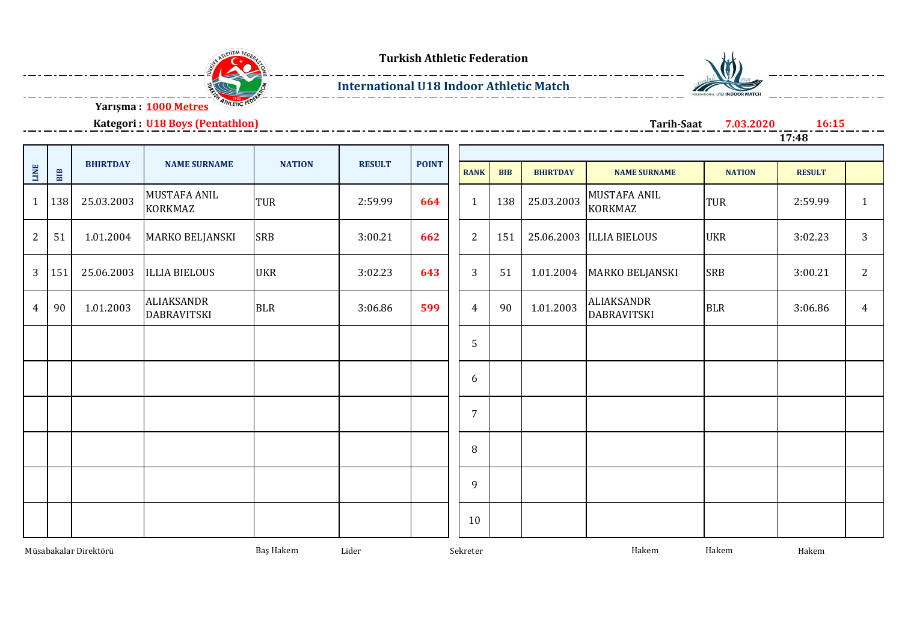**Turkish Athletic Federation**

**International U18 Indoor Athletic Match**

**Yarışma : 1000 Metres**

**Kategori : U18 Boys (Pentathlon)**

**Tarih-Saat** 7.03.2020 16:15

17:48

| LINE | BIB | BHIRTDAY | NAME SURNAME | NATION | RESULT | POINT |
|---|---|---|---|---|---|---|
| 1 | 138 | 25.03.2003 | MUSTAFA ANIL KORKMAZ | TUR | 2:59.99 | 664 |
| 2 | 51 | 1.01.2004 | MARKO BELJANSKI | SRB | 3:00.21 | 662 |
| 3 | 151 | 25.06.2003 | ILLIA BIELOUS | UKR | 3:02.23 | 643 |
| 4 | 90 | 1.01.2003 | ALIAKSANDR DABRAVITSKI | BLR | 3:06.86 | 599 |
| | | | | | | |
| | | | | | | |
| | | | | | | |
| | | | | | | |
| | | | | | | |
| | | | | | | |

| RANK | BIB | BHIRTDAY | NAME SURNAME | NATION | RESULT | |
|---|---|---|---|---|---|---|
| 1 | 138 | 25.03.2003 | MUSTAFA ANIL KORKMAZ | TUR | 2:59.99 | 1 |
| 2 | 151 | 25.06.2003 | ILLIA BIELOUS | UKR | 3:02.23 | 3 |
| 3 | 51 | 1.01.2004 | MARKO BELJANSKI | SRB | 3:00.21 | 2 |
| 4 | 90 | 1.01.2003 | ALIAKSANDR DABRAVITSKI | BLR | 3:06.86 | 4 |
| 5 | | | | | | |
| 6 | | | | | | |
| 7 | | | | | | |
| 8 | | | | | | |
| 9 | | | | | | |
| 10 | | | | | | |

Müsabakalar Direktörü Baş Hakem Lider Sekreter Hakem Hakem Hakem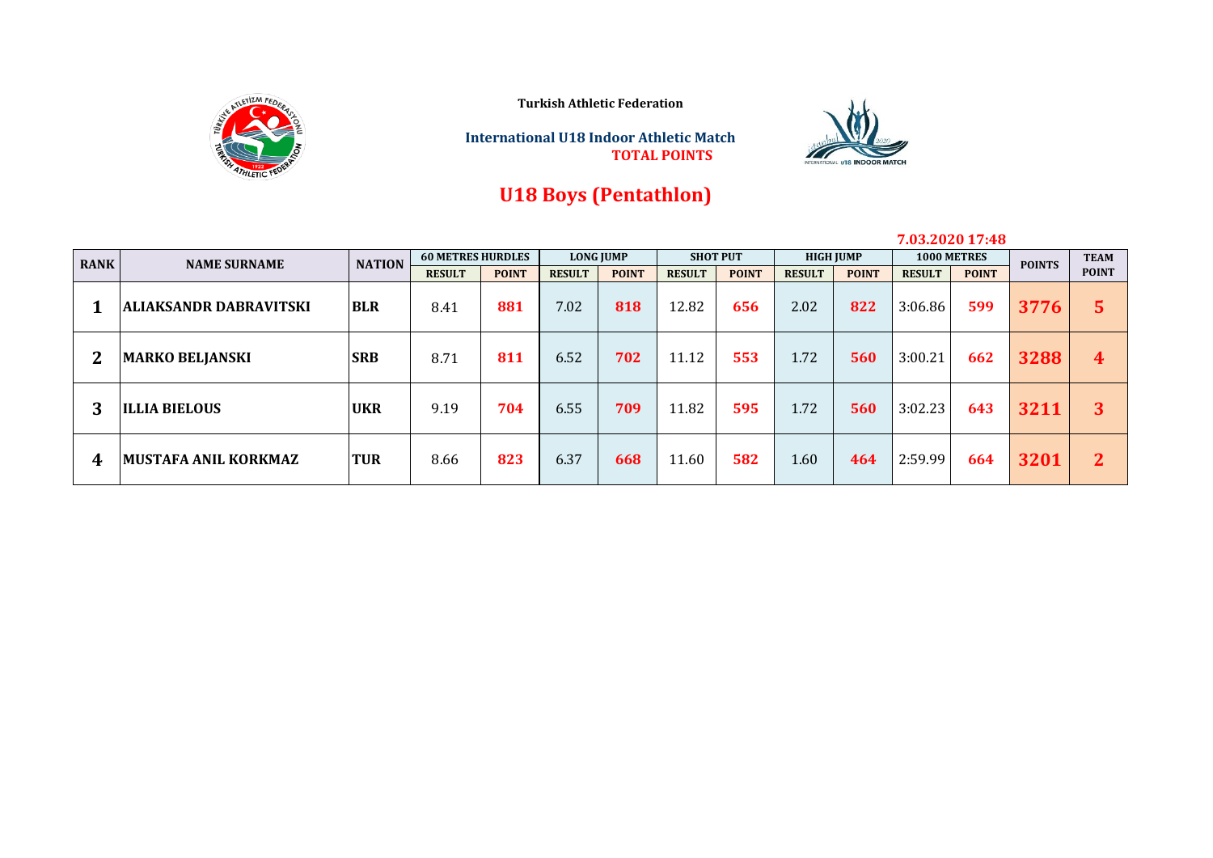Turkish Athletic Federation

**International U18 Indoor Athletic Match**
**TOTAL POINTS**

# U18 Boys (Pentathlon)

**7.03.2020 17:48**

| RANK | NAME SURNAME | NATION | 60 METRES HURDLES | | LONG JUMP | | SHOT PUT | | HIGH JUMP | | 1000 METRES | | POINTS | TEAM POINT |
|---|---|---|---|---|---|---|---|---|---|---|---|---|---|---|
| | | | RESULT | POINT | RESULT | POINT | RESULT | POINT | RESULT | POINT | RESULT | POINT | | |
| 1 | ALIAKSANDR DABRAVITSKI | BLR | 8.41 | 881 | 7.02 | 818 | 12.82 | 656 | 2.02 | 822 | 3:06.86 | 599 | 3776 | 5 |
| 2 | MARKO BELJANSKI | SRB | 8.71 | 811 | 6.52 | 702 | 11.12 | 553 | 1.72 | 560 | 3:00.21 | 662 | 3288 | 4 |
| 3 | ILLIA BIELOUS | UKR | 9.19 | 704 | 6.55 | 709 | 11.82 | 595 | 1.72 | 560 | 3:02.23 | 643 | 3211 | 3 |
| 4 | MUSTAFA ANIL KORKMAZ | TUR | 8.66 | 823 | 6.37 | 668 | 11.60 | 582 | 1.60 | 464 | 2:59.99 | 664 | 3201 | 2 |